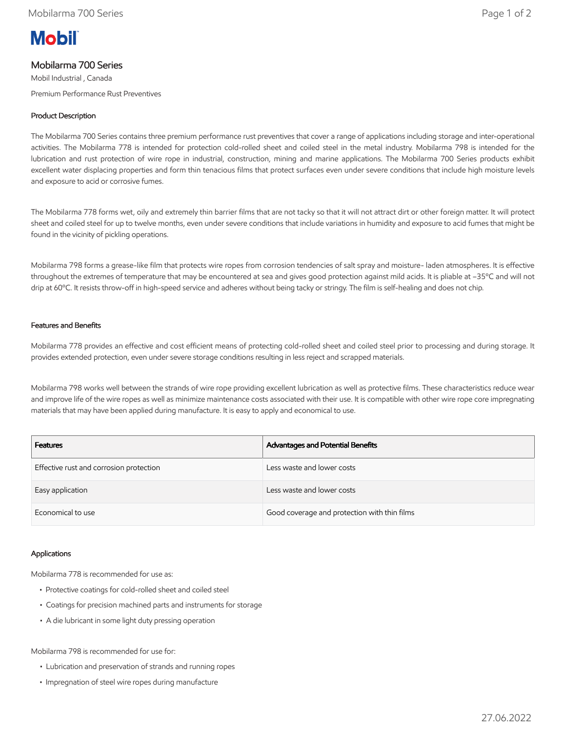Mobil

# Mobilarma 700 Series

Mobil Industrial , Canada

Premium Performance Rust Preventives

## Product Description

The Mobilarma 700 Series contains three premium performance rust preventives that cover a range of applications including storage and inter-operational activities. The Mobilarma 778 is intended for protection cold-rolled sheet and coiled steel in the metal industry. Mobilarma 798 is intended for the lubrication and rust protection of wire rope in industrial, construction, mining and marine applications. The Mobilarma 700 Series products exhibit excellent water displacing properties and form thin tenacious films that protect surfaces even under severe conditions that include high moisture levels and exposure to acid or corrosive fumes.

The Mobilarma 778 forms wet, oily and extremely thin barrier films that are not tacky so that it will not attract dirt or other foreign matter. It will protect sheet and coiled steel for up to twelve months, even under severe conditions that include variations in humidity and exposure to acid fumes that might be found in the vicinity of pickling operations.

Mobilarma 798 forms a grease-like film that protects wire ropes from corrosion tendencies of salt spray and moisture- laden atmospheres. It is effective throughout the extremes of temperature that may be encountered at sea and gives good protection against mild acids. It is pliable at –35ºC and will not drip at 60ºC. It resists throw-off in high-speed service and adheres without being tacky or stringy. The film is self-healing and does not chip.

## Features and Benefits

Mobilarma 778 provides an effective and cost efficient means of protecting cold-rolled sheet and coiled steel prior to processing and during storage. It provides extended protection, even under severe storage conditions resulting in less reject and scrapped materials.

Mobilarma 798 works well between the strands of wire rope providing excellent lubrication as well as protective films. These characteristics reduce wear and improve life of the wire ropes as well as minimize maintenance costs associated with their use. It is compatible with other wire rope core impregnating materials that may have been applied during manufacture. It is easy to apply and economical to use.

| Features | Advantages and Potential Benefits |
|---|---|
| Effective rust and corrosion protection | Less waste and lower costs |
| Easy application | Less waste and lower costs |
| Economical to use | Good coverage and protection with thin films |

## Applications

Mobilarma 778 is recommended for use as:

- Protective coatings for cold-rolled sheet and coiled steel
- Coatings for precision machined parts and instruments for storage
- A die lubricant in some light duty pressing operation

Mobilarma 798 is recommended for use for:

- Lubrication and preservation of strands and running ropes
- Impregnation of steel wire ropes during manufacture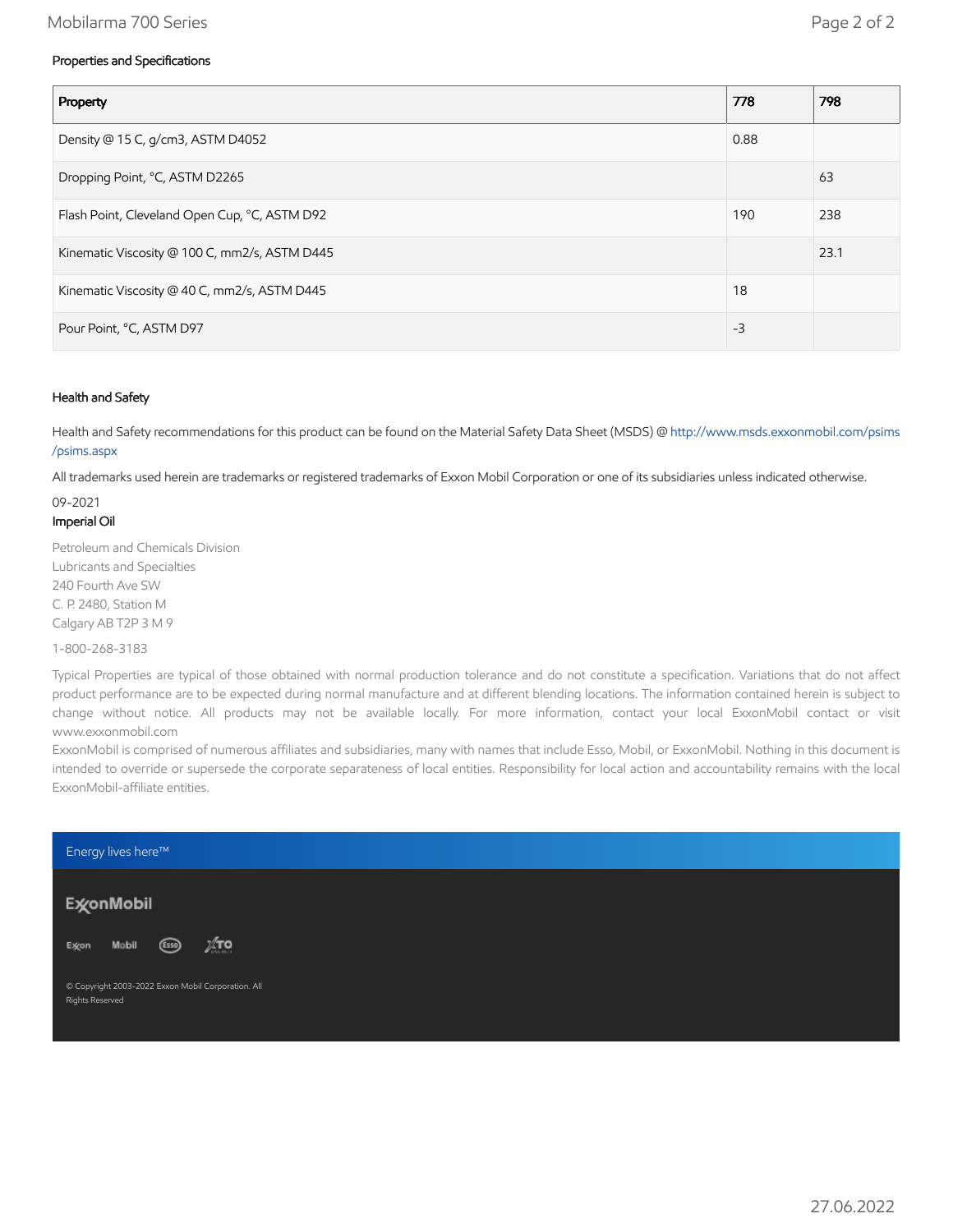### Properties and Specifications

| Property | 778 | 798 |
|---|---|---|
| Density @ 15 C, g/cm3, ASTM D4052 | 0.88 | |
| Dropping Point, °C, ASTM D2265 | | 63 |
| Flash Point, Cleveland Open Cup, °C, ASTM D92 | 190 | 238 |
| Kinematic Viscosity @ 100 C, mm2/s, ASTM D445 | | 23.1 |
| Kinematic Viscosity @ 40 C, mm2/s, ASTM D445 | 18 | |
| Pour Point, °C, ASTM D97 | -3 | |

### Health and Safety

Health and Safety recommendations for this product can be found on the Material Safety Data Sheet (MSDS) @ http://www.msds.exxonmobil.com/psims/psims.aspx

All trademarks used herein are trademarks or registered trademarks of Exxon Mobil Corporation or one of its subsidiaries unless indicated otherwise.

09-2021

**Imperial Oil**

Petroleum and Chemicals Division
Lubricants and Specialties
240 Fourth Ave SW
C. P. 2480, Station M
Calgary AB T2P 3 M 9

1-800-268-3183

Typical Properties are typical of those obtained with normal production tolerance and do not constitute a specification. Variations that do not affect product performance are to be expected during normal manufacture and at different blending locations. The information contained herein is subject to change without notice. All products may not be available locally. For more information, contact your local ExxonMobil contact or visit www.exxonmobil.com

ExxonMobil is comprised of numerous affiliates and subsidiaries, many with names that include Esso, Mobil, or ExxonMobil. Nothing in this document is intended to override or supersede the corporate separateness of local entities. Responsibility for local action and accountability remains with the local ExxonMobil-affiliate entities.

Energy lives here™

ExxonMobil

Exxon Mobil Esso XTO

© Copyright 2003-2022 Exxon Mobil Corporation. All Rights Reserved